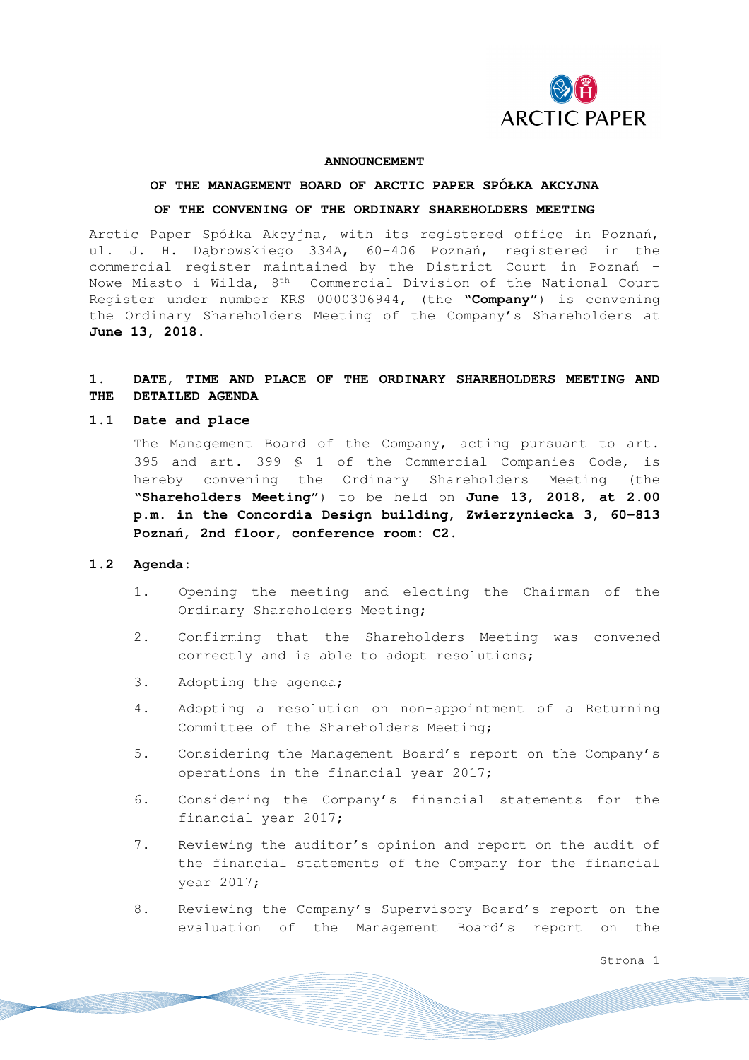**ANNOUNCEMENT**

**OF THE MANAGEMENT BOARD OF ARCTIC PAPER SPÓŁKA AKCYJNA**

**OF THE CONVENING OF THE ORDINARY SHAREHOLDERS MEETING**

Arctic Paper Spółka Akcyjna, with its registered office in Poznań, ul. J. H. Dąbrowskiego 334A, 60-406 Poznań, registered in the commercial register maintained by the District Court in Poznań – Nowe Miasto i Wilda, 8th Commercial Division of the National Court Register under number KRS 0000306944, (the **"Company"**) is convening the Ordinary Shareholders Meeting of the Company's Shareholders at **June 13, 2018.**

## 1. DATE, TIME AND PLACE OF THE ORDINARY SHAREHOLDERS MEETING AND THE DETAILED AGENDA

### 1.1 Date and place

The Management Board of the Company, acting pursuant to art. 395 and art. 399 § 1 of the Commercial Companies Code, is hereby convening the Ordinary Shareholders Meeting (the **"Shareholders Meeting"**) to be held on **June 13, 2018, at 2.00 p.m. in the Concordia Design building, Zwierzyniecka 3, 60-813 Poznań, 2nd floor, conference room: C2.**

### 1.2 Agenda:

1. Opening the meeting and electing the Chairman of the Ordinary Shareholders Meeting;
2. Confirming that the Shareholders Meeting was convened correctly and is able to adopt resolutions;
3. Adopting the agenda;
4. Adopting a resolution on non-appointment of a Returning Committee of the Shareholders Meeting;
5. Considering the Management Board's report on the Company's operations in the financial year 2017;
6. Considering the Company's financial statements for the financial year 2017;
7. Reviewing the auditor's opinion and report on the audit of the financial statements of the Company for the financial year 2017;
8. Reviewing the Company's Supervisory Board's report on the evaluation of the Management Board's report on the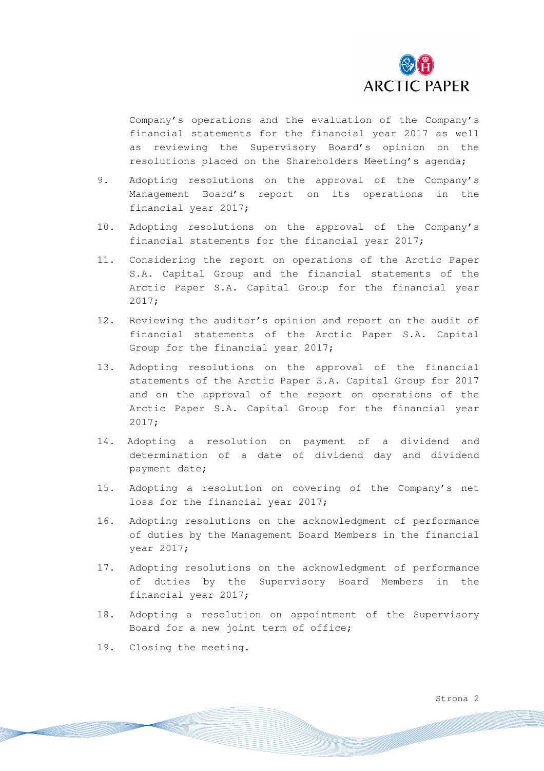Company’s operations and the evaluation of the Company’s financial statements for the financial year 2017 as well as reviewing the Supervisory Board’s opinion on the resolutions placed on the Shareholders Meeting’s agenda;

9. Adopting resolutions on the approval of the Company’s Management Board’s report on its operations in the financial year 2017;
10. Adopting resolutions on the approval of the Company’s financial statements for the financial year 2017;
11. Considering the report on operations of the Arctic Paper S.A. Capital Group and the financial statements of the Arctic Paper S.A. Capital Group for the financial year 2017;
12. Reviewing the auditor’s opinion and report on the audit of financial statements of the Arctic Paper S.A. Capital Group for the financial year 2017;
13. Adopting resolutions on the approval of the financial statements of the Arctic Paper S.A. Capital Group for 2017 and on the approval of the report on operations of the Arctic Paper S.A. Capital Group for the financial year 2017;
14. Adopting a resolution on payment of a dividend and determination of a date of dividend day and dividend payment date;
15. Adopting a resolution on covering of the Company’s net loss for the financial year 2017;
16. Adopting resolutions on the acknowledgment of performance of duties by the Management Board Members in the financial year 2017;
17. Adopting resolutions on the acknowledgment of performance of duties by the Supervisory Board Members in the financial year 2017;
18. Adopting a resolution on appointment of the Supervisory Board for a new joint term of office;
19. Closing the meeting.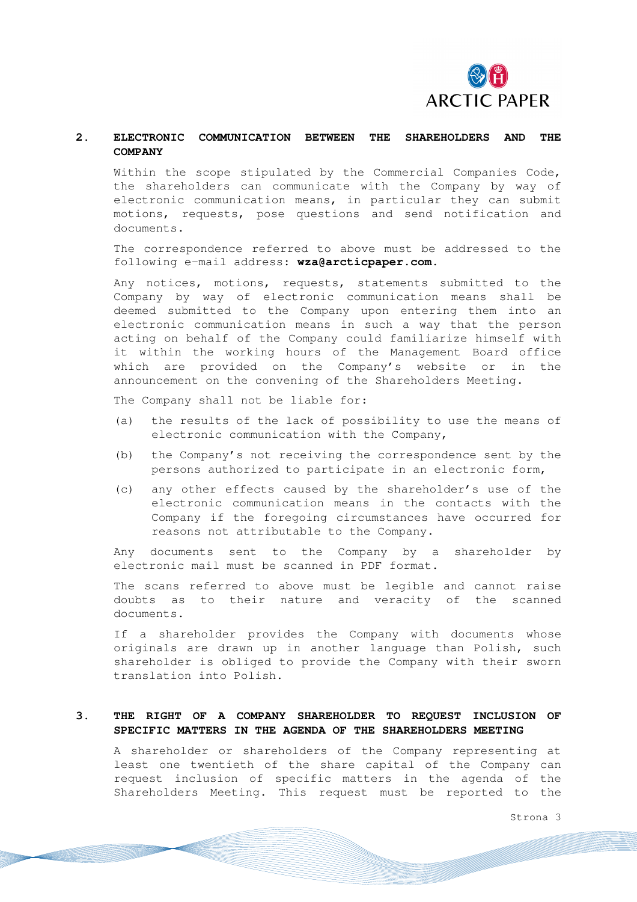## 2. ELECTRONIC COMMUNICATION BETWEEN THE SHAREHOLDERS AND THE COMPANY

Within the scope stipulated by the Commercial Companies Code, the shareholders can communicate with the Company by way of electronic communication means, in particular they can submit motions, requests, pose questions and send notification and documents.

The correspondence referred to above must be addressed to the following e-mail address: **wza@arcticpaper.com**.

Any notices, motions, requests, statements submitted to the Company by way of electronic communication means shall be deemed submitted to the Company upon entering them into an electronic communication means in such a way that the person acting on behalf of the Company could familiarize himself with it within the working hours of the Management Board office which are provided on the Company's website or in the announcement on the convening of the Shareholders Meeting.

The Company shall not be liable for:

(a) the results of the lack of possibility to use the means of electronic communication with the Company,

(b) the Company's not receiving the correspondence sent by the persons authorized to participate in an electronic form,

(c) any other effects caused by the shareholder's use of the electronic communication means in the contacts with the Company if the foregoing circumstances have occurred for reasons not attributable to the Company.

Any documents sent to the Company by a shareholder by electronic mail must be scanned in PDF format.

The scans referred to above must be legible and cannot raise doubts as to their nature and veracity of the scanned documents.

If a shareholder provides the Company with documents whose originals are drawn up in another language than Polish, such shareholder is obliged to provide the Company with their sworn translation into Polish.

## 3. THE RIGHT OF A COMPANY SHAREHOLDER TO REQUEST INCLUSION OF SPECIFIC MATTERS IN THE AGENDA OF THE SHAREHOLDERS MEETING

A shareholder or shareholders of the Company representing at least one twentieth of the share capital of the Company can request inclusion of specific matters in the agenda of the Shareholders Meeting. This request must be reported to the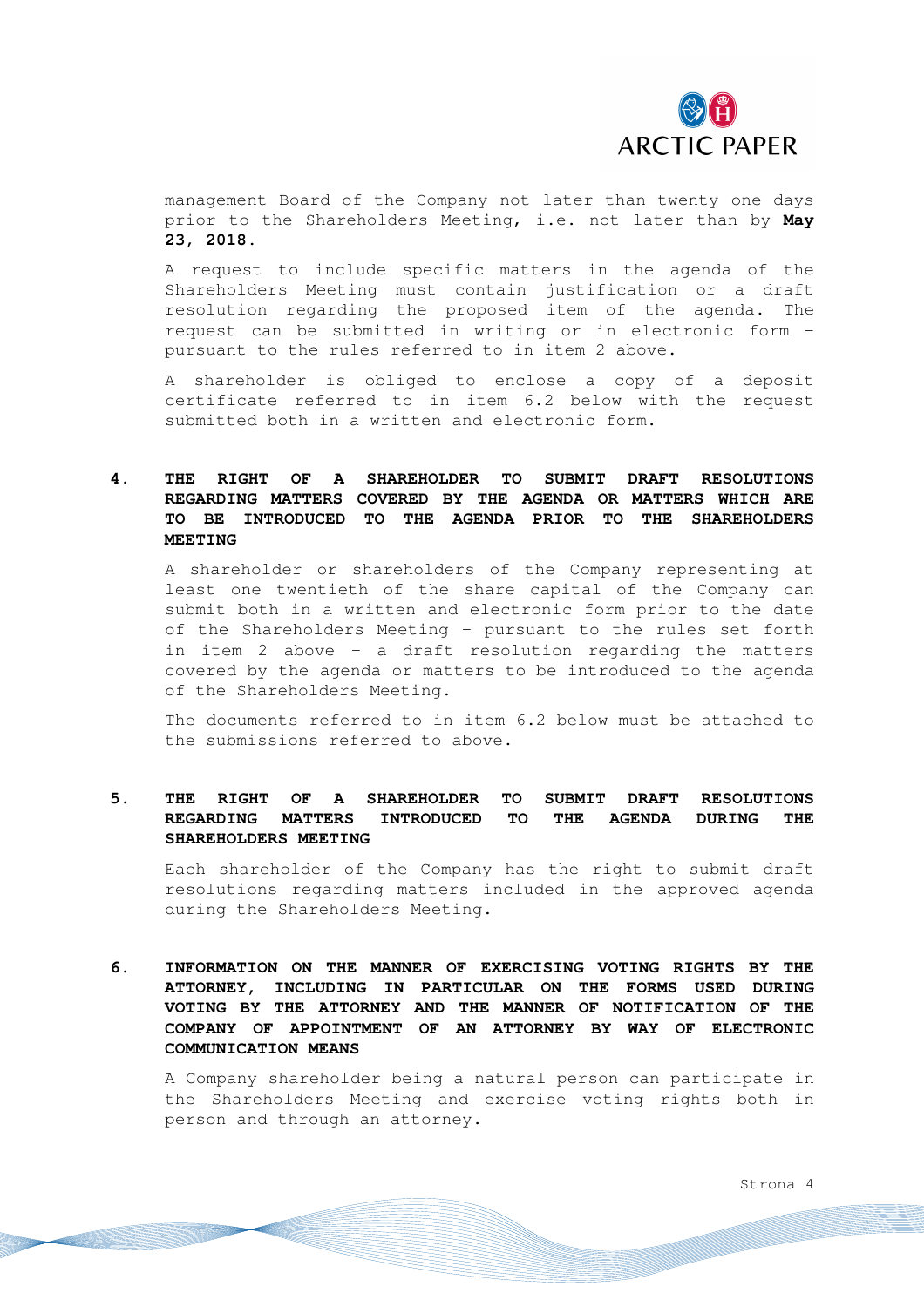management Board of the Company not later than twenty one days prior to the Shareholders Meeting, i.e. not later than by **May 23, 2018.**

A request to include specific matters in the agenda of the Shareholders Meeting must contain justification or a draft resolution regarding the proposed item of the agenda. The request can be submitted in writing or in electronic form – pursuant to the rules referred to in item 2 above.

A shareholder is obliged to enclose a copy of a deposit certificate referred to in item 6.2 below with the request submitted both in a written and electronic form.

## 4. THE RIGHT OF A SHAREHOLDER TO SUBMIT DRAFT RESOLUTIONS REGARDING MATTERS COVERED BY THE AGENDA OR MATTERS WHICH ARE TO BE INTRODUCED TO THE AGENDA PRIOR TO THE SHAREHOLDERS MEETING

A shareholder or shareholders of the Company representing at least one twentieth of the share capital of the Company can submit both in a written and electronic form prior to the date of the Shareholders Meeting – pursuant to the rules set forth in item 2 above – a draft resolution regarding the matters covered by the agenda or matters to be introduced to the agenda of the Shareholders Meeting.

The documents referred to in item 6.2 below must be attached to the submissions referred to above.

## 5. THE RIGHT OF A SHAREHOLDER TO SUBMIT DRAFT RESOLUTIONS REGARDING MATTERS INTRODUCED TO THE AGENDA DURING THE SHAREHOLDERS MEETING

Each shareholder of the Company has the right to submit draft resolutions regarding matters included in the approved agenda during the Shareholders Meeting.

## 6. INFORMATION ON THE MANNER OF EXERCISING VOTING RIGHTS BY THE ATTORNEY, INCLUDING IN PARTICULAR ON THE FORMS USED DURING VOTING BY THE ATTORNEY AND THE MANNER OF NOTIFICATION OF THE COMPANY OF APPOINTMENT OF AN ATTORNEY BY WAY OF ELECTRONIC COMMUNICATION MEANS

A Company shareholder being a natural person can participate in the Shareholders Meeting and exercise voting rights both in person and through an attorney.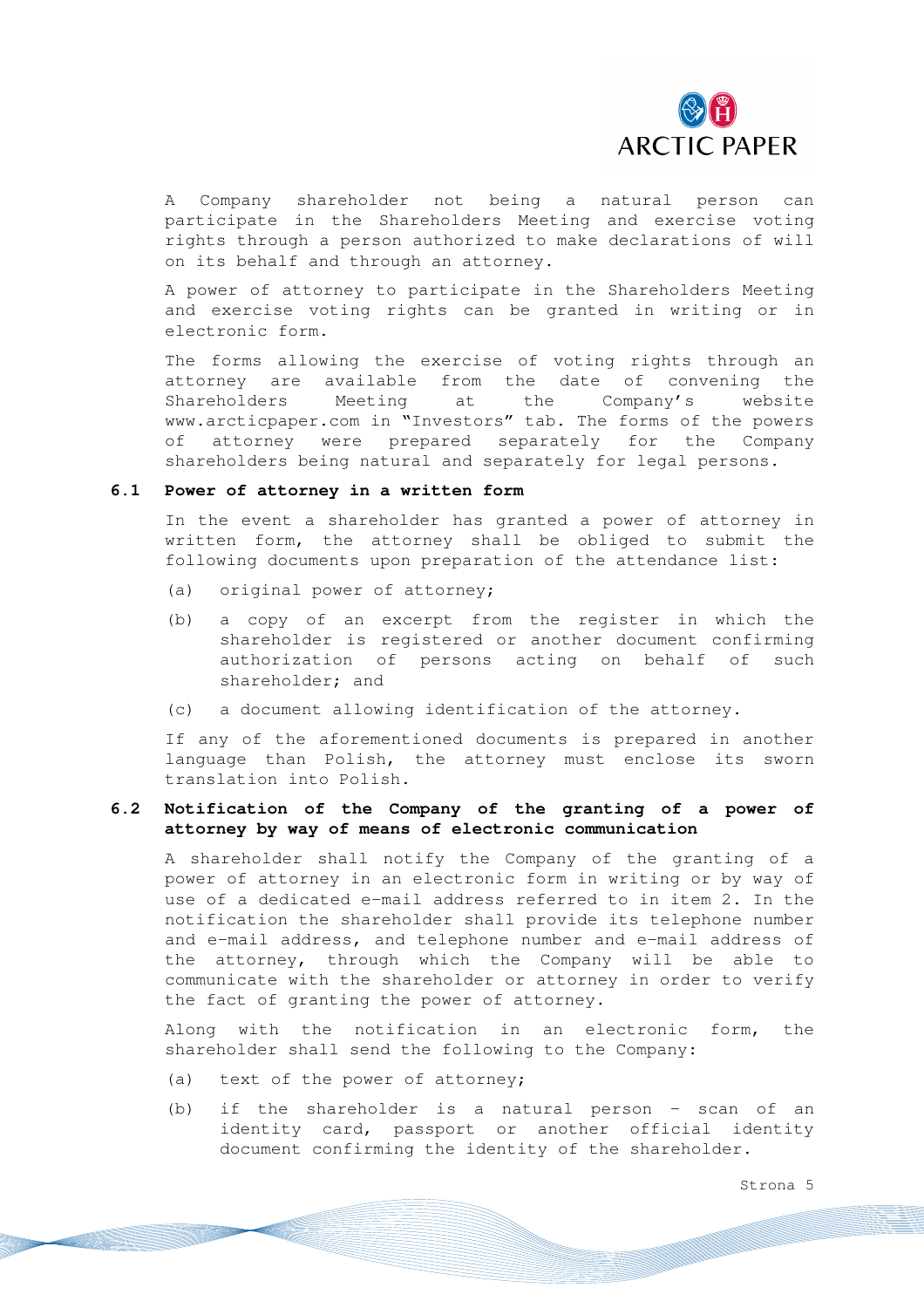A Company shareholder not being a natural person can participate in the Shareholders Meeting and exercise voting rights through a person authorized to make declarations of will on its behalf and through an attorney.

A power of attorney to participate in the Shareholders Meeting and exercise voting rights can be granted in writing or in electronic form.

The forms allowing the exercise of voting rights through an attorney are available from the date of convening the Shareholders Meeting at the Company's website www.arcticpaper.com in "Investors" tab. The forms of the powers of attorney were prepared separately for the Company shareholders being natural and separately for legal persons.

### 6.1 Power of attorney in a written form

In the event a shareholder has granted a power of attorney in written form, the attorney shall be obliged to submit the following documents upon preparation of the attendance list:

(a) original power of attorney;

(b) a copy of an excerpt from the register in which the shareholder is registered or another document confirming authorization of persons acting on behalf of such shareholder; and

(c) a document allowing identification of the attorney.

If any of the aforementioned documents is prepared in another language than Polish, the attorney must enclose its sworn translation into Polish.

### 6.2 Notification of the Company of the granting of a power of attorney by way of means of electronic communication

A shareholder shall notify the Company of the granting of a power of attorney in an electronic form in writing or by way of use of a dedicated e-mail address referred to in item 2. In the notification the shareholder shall provide its telephone number and e-mail address, and telephone number and e-mail address of the attorney, through which the Company will be able to communicate with the shareholder or attorney in order to verify the fact of granting the power of attorney.

Along with the notification in an electronic form, the shareholder shall send the following to the Company:

(a) text of the power of attorney;

(b) if the shareholder is a natural person – scan of an identity card, passport or another official identity document confirming the identity of the shareholder.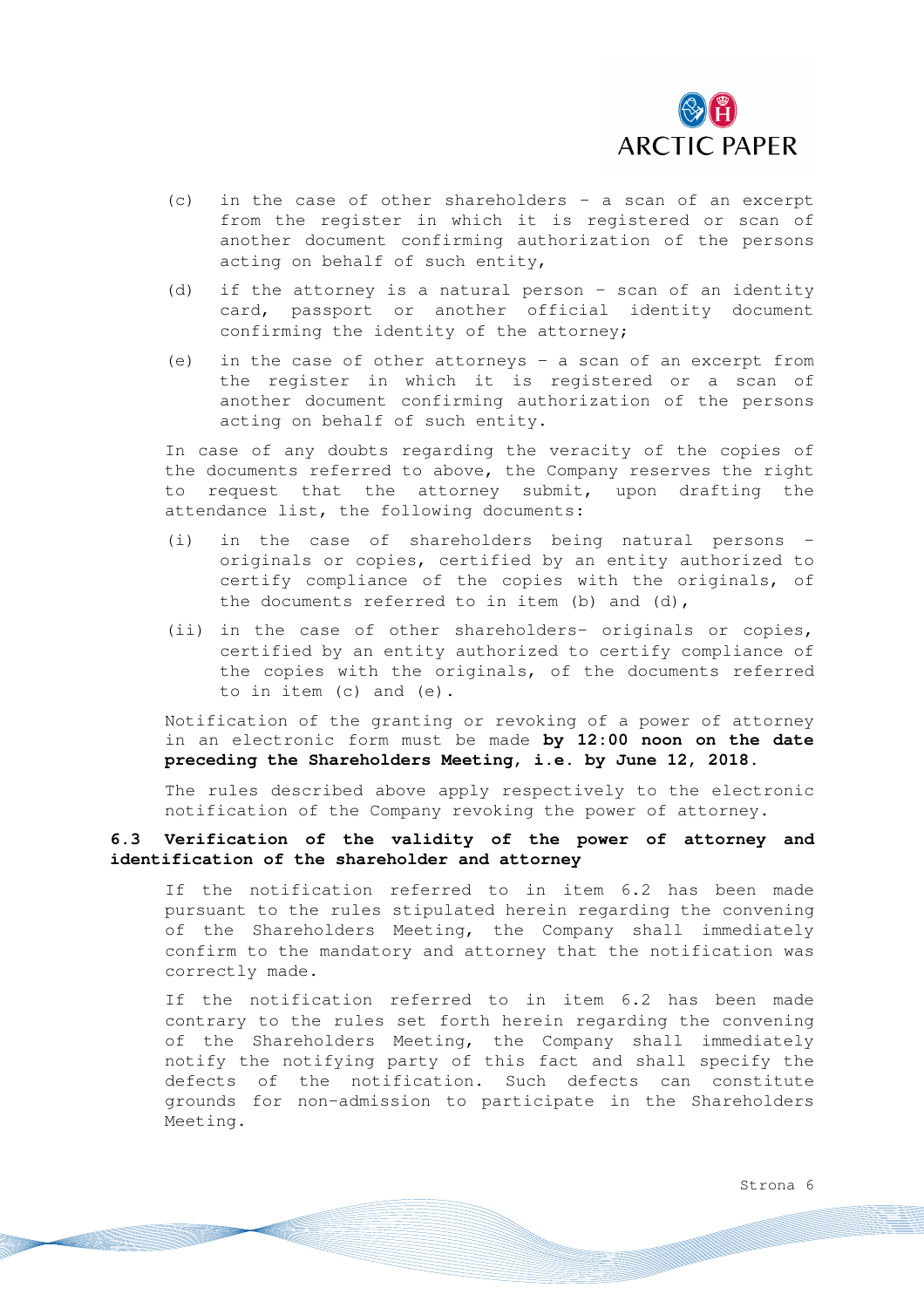(c) in the case of other shareholders – a scan of an excerpt from the register in which it is registered or scan of another document confirming authorization of the persons acting on behalf of such entity,

(d) if the attorney is a natural person – scan of an identity card, passport or another official identity document confirming the identity of the attorney;

(e) in the case of other attorneys – a scan of an excerpt from the register in which it is registered or a scan of another document confirming authorization of the persons acting on behalf of such entity.

In case of any doubts regarding the veracity of the copies of the documents referred to above, the Company reserves the right to request that the attorney submit, upon drafting the attendance list, the following documents:

(i) in the case of shareholders being natural persons – originals or copies, certified by an entity authorized to certify compliance of the copies with the originals, of the documents referred to in item (b) and (d),

(ii) in the case of other shareholders– originals or copies, certified by an entity authorized to certify compliance of the copies with the originals, of the documents referred to in item (c) and (e).

Notification of the granting or revoking of a power of attorney in an electronic form must be made **by 12:00 noon on the date preceding the Shareholders Meeting, i.e. by June 12, 2018.**

The rules described above apply respectively to the electronic notification of the Company revoking the power of attorney.

### 6.3 Verification of the validity of the power of attorney and identification of the shareholder and attorney

If the notification referred to in item 6.2 has been made pursuant to the rules stipulated herein regarding the convening of the Shareholders Meeting, the Company shall immediately confirm to the mandatory and attorney that the notification was correctly made.

If the notification referred to in item 6.2 has been made contrary to the rules set forth herein regarding the convening of the Shareholders Meeting, the Company shall immediately notify the notifying party of this fact and shall specify the defects of the notification. Such defects can constitute grounds for non-admission to participate in the Shareholders Meeting.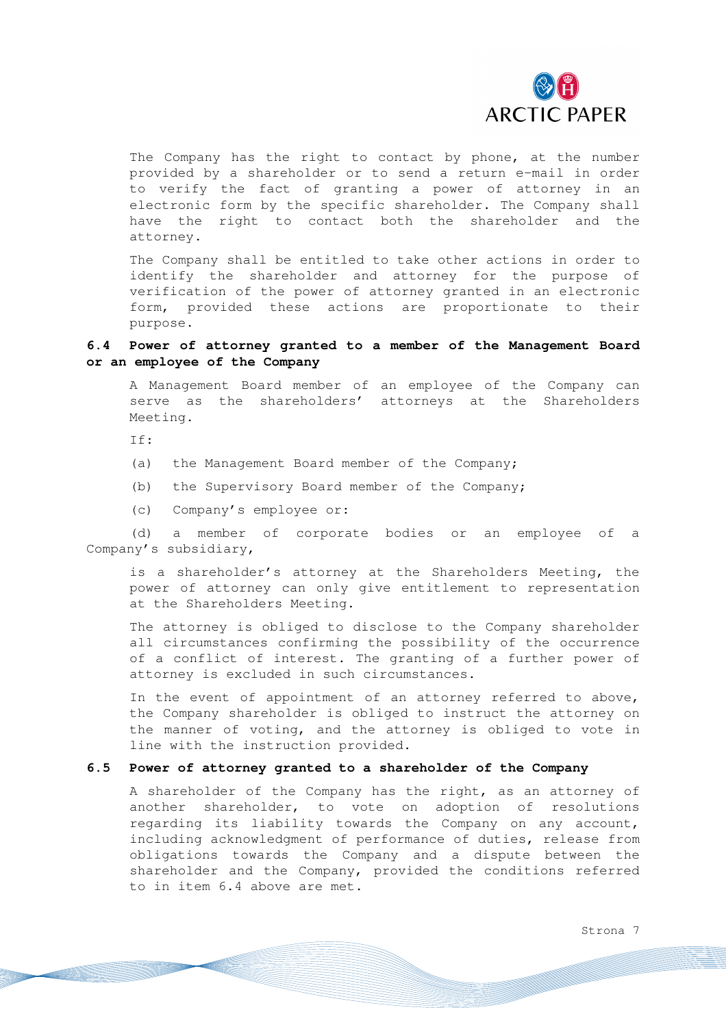The Company has the right to contact by phone, at the number provided by a shareholder or to send a return e-mail in order to verify the fact of granting a power of attorney in an electronic form by the specific shareholder. The Company shall have the right to contact both the shareholder and the attorney.

The Company shall be entitled to take other actions in order to identify the shareholder and attorney for the purpose of verification of the power of attorney granted in an electronic form, provided these actions are proportionate to their purpose.

### 6.4 Power of attorney granted to a member of the Management Board or an employee of the Company

A Management Board member of an employee of the Company can serve as the shareholders' attorneys at the Shareholders Meeting.

If:

(a) the Management Board member of the Company;

(b) the Supervisory Board member of the Company;

(c) Company's employee or:

(d) a member of corporate bodies or an employee of a Company's subsidiary,

is a shareholder's attorney at the Shareholders Meeting, the power of attorney can only give entitlement to representation at the Shareholders Meeting.

The attorney is obliged to disclose to the Company shareholder all circumstances confirming the possibility of the occurrence of a conflict of interest. The granting of a further power of attorney is excluded in such circumstances.

In the event of appointment of an attorney referred to above, the Company shareholder is obliged to instruct the attorney on the manner of voting, and the attorney is obliged to vote in line with the instruction provided.

### 6.5 Power of attorney granted to a shareholder of the Company

A shareholder of the Company has the right, as an attorney of another shareholder, to vote on adoption of resolutions regarding its liability towards the Company on any account, including acknowledgment of performance of duties, release from obligations towards the Company and a dispute between the shareholder and the Company, provided the conditions referred to in item 6.4 above are met.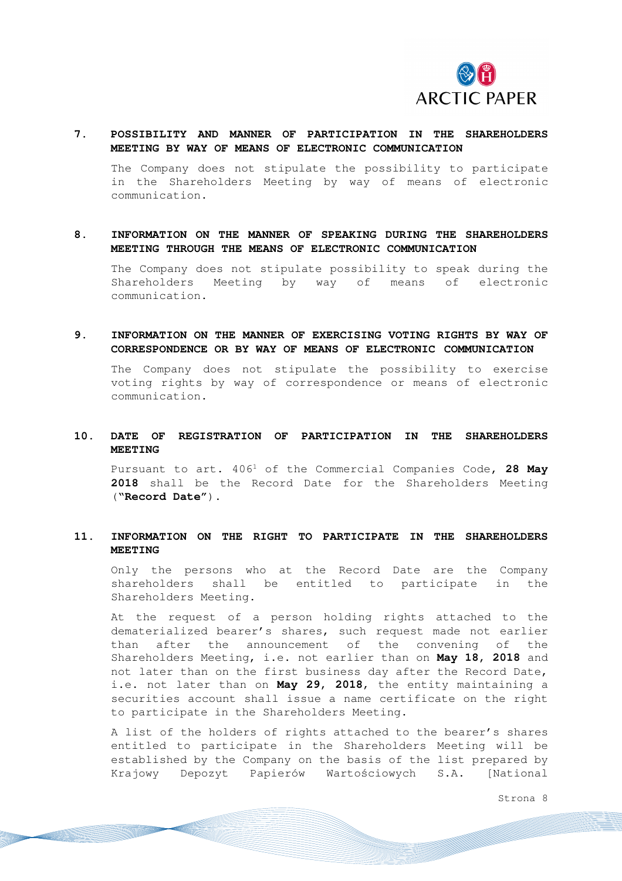## 7. POSSIBILITY AND MANNER OF PARTICIPATION IN THE SHAREHOLDERS MEETING BY WAY OF MEANS OF ELECTRONIC COMMUNICATION

The Company does not stipulate the possibility to participate in the Shareholders Meeting by way of means of electronic communication.

## 8. INFORMATION ON THE MANNER OF SPEAKING DURING THE SHAREHOLDERS MEETING THROUGH THE MEANS OF ELECTRONIC COMMUNICATION

The Company does not stipulate possibility to speak during the Shareholders Meeting by way of means of electronic communication.

## 9. INFORMATION ON THE MANNER OF EXERCISING VOTING RIGHTS BY WAY OF CORRESPONDENCE OR BY WAY OF MEANS OF ELECTRONIC COMMUNICATION

The Company does not stipulate the possibility to exercise voting rights by way of correspondence or means of electronic communication.

## 10. DATE OF REGISTRATION OF PARTICIPATION IN THE SHAREHOLDERS MEETING

Pursuant to art. 406[1] of the Commercial Companies Code**, 28 May 2018** shall be the Record Date for the Shareholders Meeting (**"Record Date"**).

## 11. INFORMATION ON THE RIGHT TO PARTICIPATE IN THE SHAREHOLDERS MEETING

Only the persons who at the Record Date are the Company shareholders shall be entitled to participate in the Shareholders Meeting.

At the request of a person holding rights attached to the dematerialized bearer's shares, such request made not earlier than after the announcement of the convening of the Shareholders Meeting, i.e. not earlier than on **May 18, 2018** and not later than on the first business day after the Record Date, i.e. not later than on **May 29, 2018**, the entity maintaining a securities account shall issue a name certificate on the right to participate in the Shareholders Meeting.

A list of the holders of rights attached to the bearer's shares entitled to participate in the Shareholders Meeting will be established by the Company on the basis of the list prepared by Krajowy Depozyt Papierów Wartościowych S.A. [National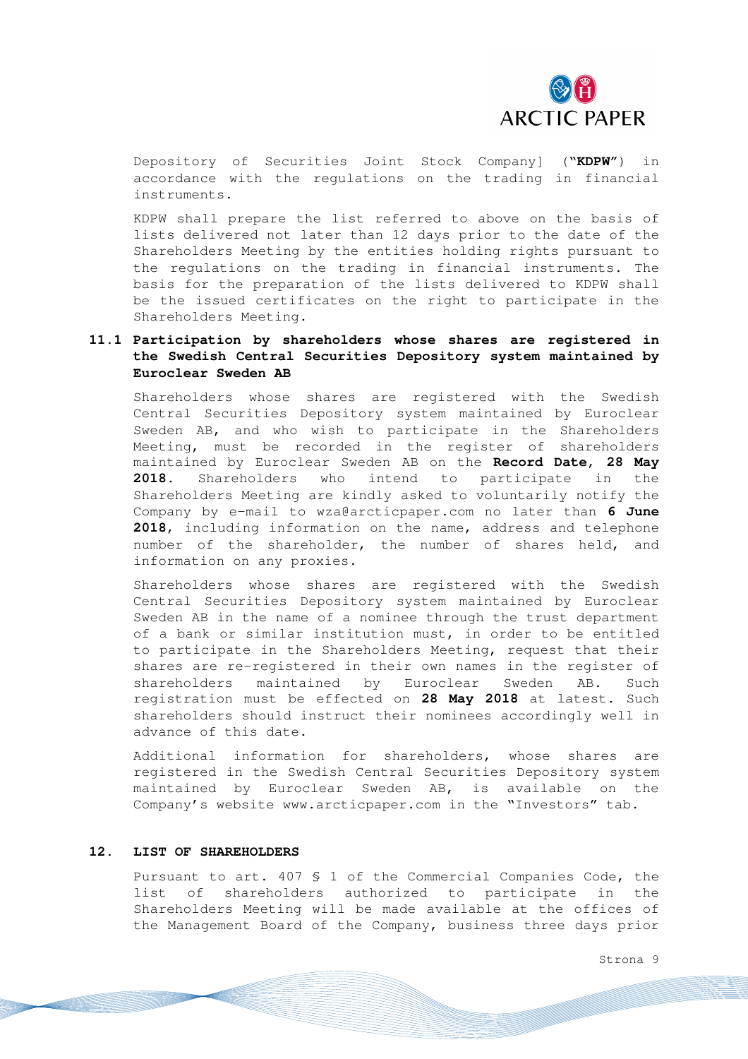Depository of Securities Joint Stock Company] (**"KDPW"**) in accordance with the regulations on the trading in financial instruments.

KDPW shall prepare the list referred to above on the basis of lists delivered not later than 12 days prior to the date of the Shareholders Meeting by the entities holding rights pursuant to the regulations on the trading in financial instruments. The basis for the preparation of the lists delivered to KDPW shall be the issued certificates on the right to participate in the Shareholders Meeting.

### 11.1 Participation by shareholders whose shares are registered in the Swedish Central Securities Depository system maintained by Euroclear Sweden AB

Shareholders whose shares are registered with the Swedish Central Securities Depository system maintained by Euroclear Sweden AB, and who wish to participate in the Shareholders Meeting, must be recorded in the register of shareholders maintained by Euroclear Sweden AB on the **Record Date, 28 May 2018.** Shareholders who intend to participate in the Shareholders Meeting are kindly asked to voluntarily notify the Company by e-mail to wza@arcticpaper.com no later than **6 June 2018**, including information on the name, address and telephone number of the shareholder, the number of shares held, and information on any proxies.

Shareholders whose shares are registered with the Swedish Central Securities Depository system maintained by Euroclear Sweden AB in the name of a nominee through the trust department of a bank or similar institution must, in order to be entitled to participate in the Shareholders Meeting, request that their shares are re-registered in their own names in the register of shareholders maintained by Euroclear Sweden AB. Such registration must be effected on **28 May 2018** at latest. Such shareholders should instruct their nominees accordingly well in advance of this date.

Additional information for shareholders, whose shares are registered in the Swedish Central Securities Depository system maintained by Euroclear Sweden AB, is available on the Company's website www.arcticpaper.com in the "Investors" tab.

## 12. LIST OF SHAREHOLDERS

Pursuant to art. 407 § 1 of the Commercial Companies Code, the list of shareholders authorized to participate in the Shareholders Meeting will be made available at the offices of the Management Board of the Company, business three days prior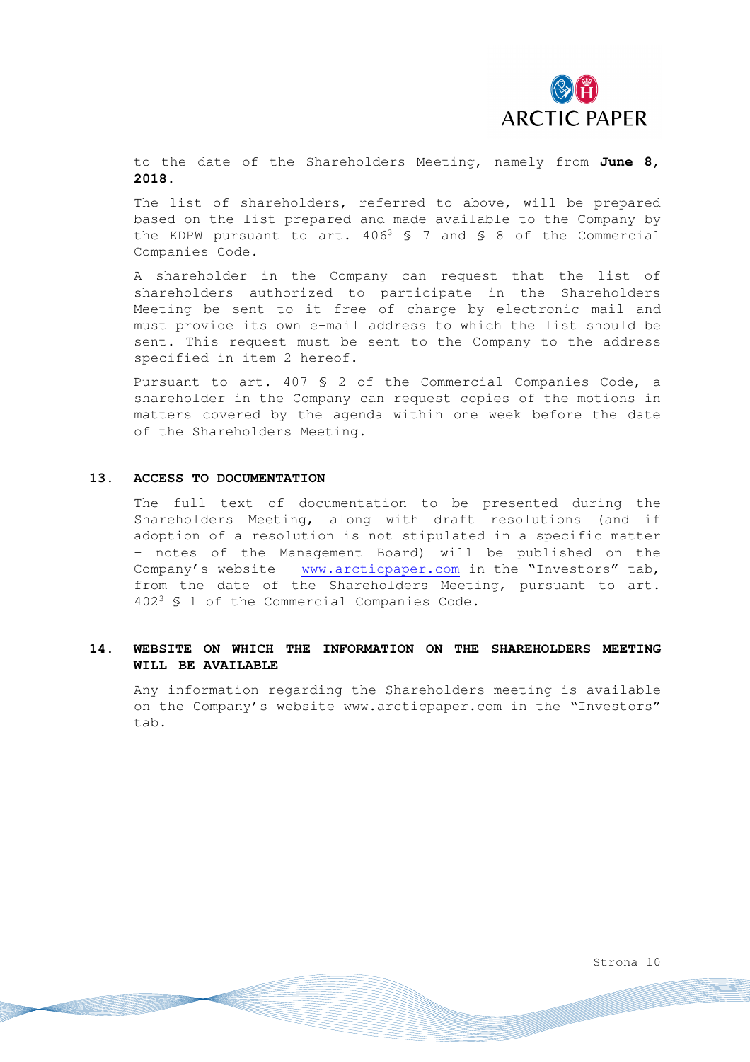to the date of the Shareholders Meeting, namely from **June 8, 2018.**

The list of shareholders, referred to above, will be prepared based on the list prepared and made available to the Company by the KDPW pursuant to art. 406[3] § 7 and § 8 of the Commercial Companies Code.

A shareholder in the Company can request that the list of shareholders authorized to participate in the Shareholders Meeting be sent to it free of charge by electronic mail and must provide its own e-mail address to which the list should be sent. This request must be sent to the Company to the address specified in item 2 hereof.

Pursuant to art. 407 § 2 of the Commercial Companies Code, a shareholder in the Company can request copies of the motions in matters covered by the agenda within one week before the date of the Shareholders Meeting.

## 13. ACCESS TO DOCUMENTATION

The full text of documentation to be presented during the Shareholders Meeting, along with draft resolutions (and if adoption of a resolution is not stipulated in a specific matter – notes of the Management Board) will be published on the Company's website – www.arcticpaper.com in the "Investors" tab, from the date of the Shareholders Meeting, pursuant to art. 402[3] § 1 of the Commercial Companies Code.

## 14. WEBSITE ON WHICH THE INFORMATION ON THE SHAREHOLDERS MEETING WILL BE AVAILABLE

Any information regarding the Shareholders meeting is available on the Company's website www.arcticpaper.com in the "Investors" tab.